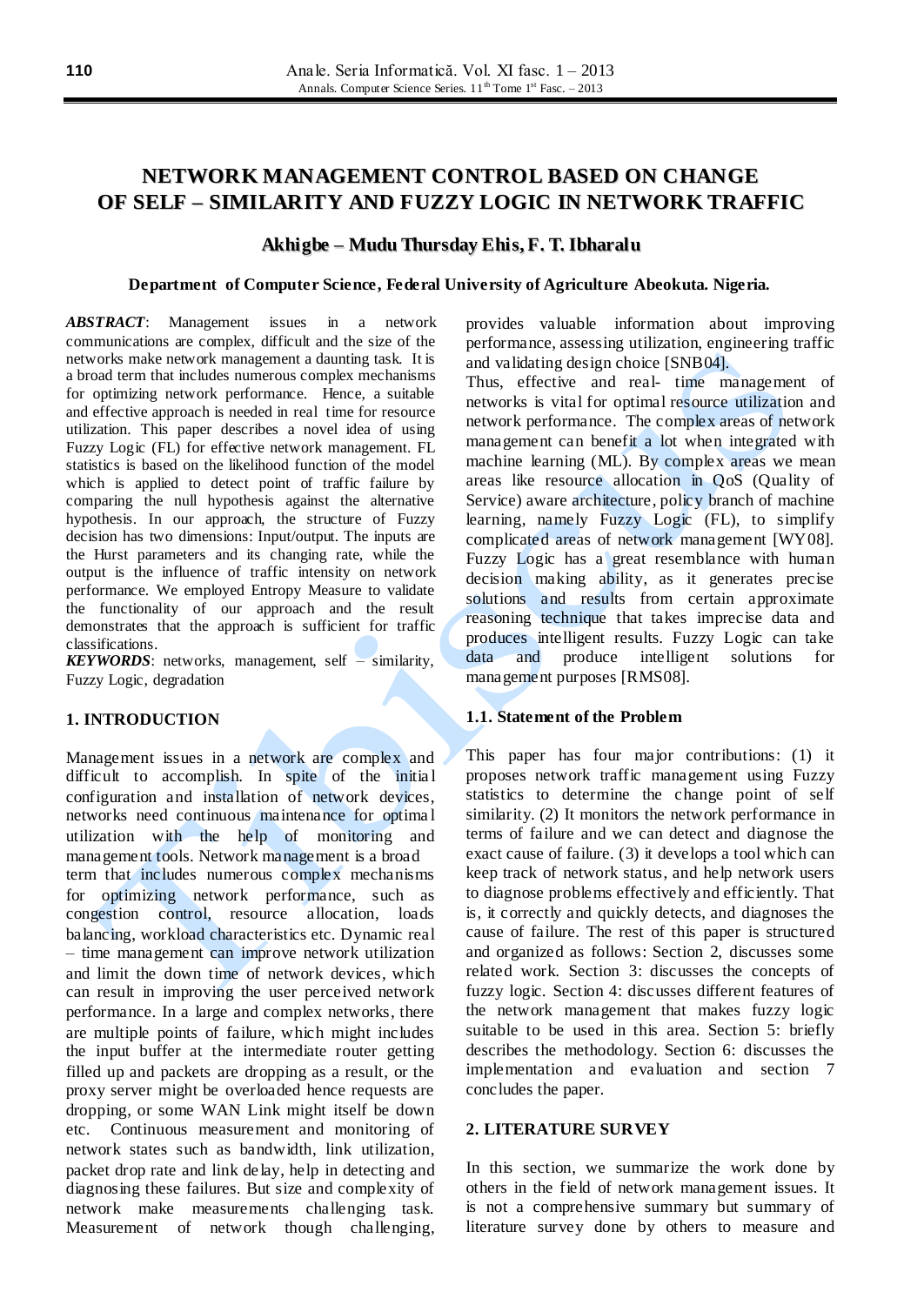# NETWORK MANAGEMENT CONTROL BASED ON CHANGE OF SELF – SIMILARITY AND FUZZY LOGIC IN NETWORK TRAFFIC

**Akhigbe – Mudu Thursday Ehis, F. T. Ibharalu**

**Department of Computer Science, Federal University of Agriculture Abeokuta. Nigeria.**

***ABSTRACT***: Management issues in a network communications are complex, difficult and the size of the networks make network management a daunting task. It is a broad term that includes numerous complex mechanisms for optimizing network performance. Hence, a suitable and effective approach is needed in real time for resource utilization. This paper describes a novel idea of using Fuzzy Logic (FL) for effective network management. FL statistics is based on the likelihood function of the model which is applied to detect point of traffic failure by comparing the null hypothesis against the alternative hypothesis. In our approach, the structure of Fuzzy decision has two dimensions: Input/output. The inputs are the Hurst parameters and its changing rate, while the output is the influence of traffic intensity on network performance. We employed Entropy Measure to validate the functionality of our approach and the result demonstrates that the approach is sufficient for traffic classifications.

***KEYWORDS***: networks, management, self – similarity, Fuzzy Logic, degradation

## 1. INTRODUCTION

Management issues in a network are complex and difficult to accomplish. In spite of the initial configuration and installation of network devices, networks need continuous maintenance for optimal utilization with the help of monitoring and management tools. Network management is a broad term that includes numerous complex mechanisms for optimizing network performance, such as congestion control, resource allocation, loads balancing, workload characteristics etc. Dynamic real – time management can improve network utilization and limit the down time of network devices, which can result in improving the user perceived network performance. In a large and complex networks, there are multiple points of failure, which might includes the input buffer at the intermediate router getting filled up and packets are dropping as a result, or the proxy server might be overloaded hence requests are dropping, or some WAN Link might itself be down etc. Continuous measurement and monitoring of network states such as bandwidth, link utilization, packet drop rate and link delay, help in detecting and diagnosing these failures. But size and complexity of network make measurements challenging task. Measurement of network though challenging, provides valuable information about improving performance, assessing utilization, engineering traffic and validating design choice [SNB04].

Thus, effective and real- time management of networks is vital for optimal resource utilization and network performance. The complex areas of network management can benefit a lot when integrated with machine learning (ML). By complex areas we mean areas like resource allocation in QoS (Quality of Service) aware architecture, policy branch of machine learning, namely Fuzzy Logic (FL), to simplify complicated areas of network management [WY08]. Fuzzy Logic has a great resemblance with human decision making ability, as it generates precise solutions and results from certain approximate reasoning technique that takes imprecise data and produces intelligent results. Fuzzy Logic can take data and produce intelligent solutions for management purposes [RMS08].

### 1.1. Statement of the Problem

This paper has four major contributions: (1) it proposes network traffic management using Fuzzy statistics to determine the change point of self similarity. (2) It monitors the network performance in terms of failure and we can detect and diagnose the exact cause of failure. (3) it develops a tool which can keep track of network status, and help network users to diagnose problems effectively and efficiently. That is, it correctly and quickly detects, and diagnoses the cause of failure. The rest of this paper is structured and organized as follows: Section 2, discusses some related work. Section 3: discusses the concepts of fuzzy logic. Section 4: discusses different features of the network management that makes fuzzy logic suitable to be used in this area. Section 5: briefly describes the methodology. Section 6: discusses the implementation and evaluation and section 7 concludes the paper.

## 2. LITERATURE SURVEY

In this section, we summarize the work done by others in the field of network management issues. It is not a comprehensive summary but summary of literature survey done by others to measure and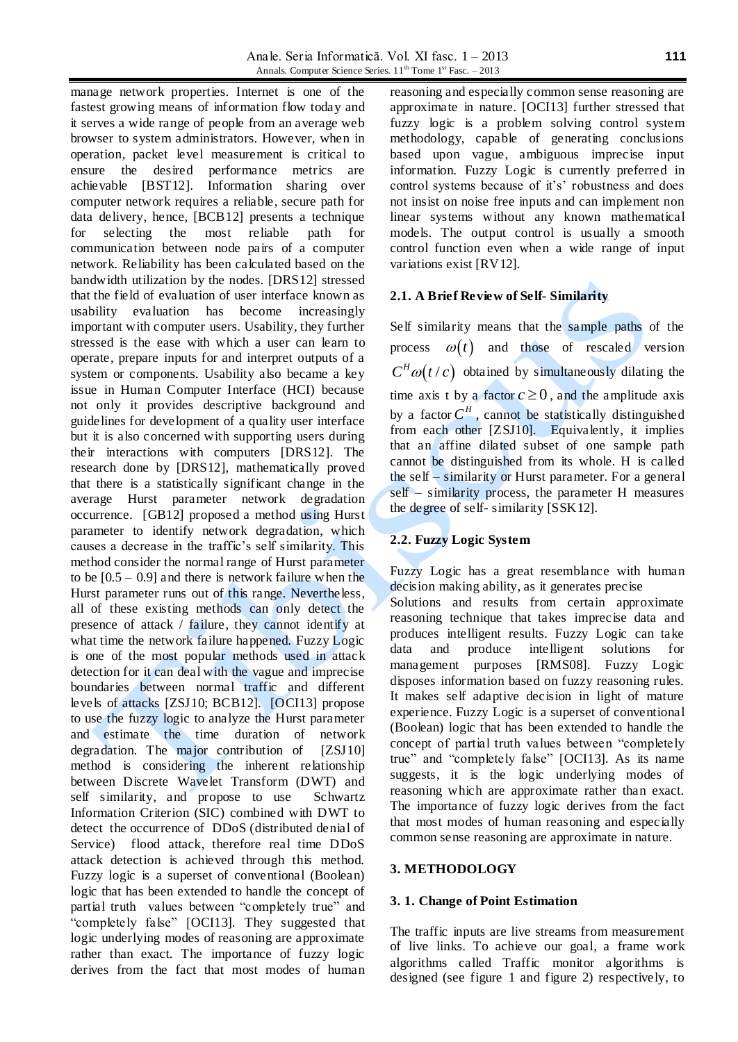manage network properties. Internet is one of the fastest growing means of information flow today and it serves a wide range of people from an average web browser to system administrators. However, when in operation, packet level measurement is critical to ensure the desired performance metrics are achievable [BST12]. Information sharing over computer network requires a reliable, secure path for data delivery, hence, [BCB12] presents a technique for selecting the most reliable path for communication between node pairs of a computer network. Reliability has been calculated based on the bandwidth utilization by the nodes. [DRS12] stressed that the field of evaluation of user interface known as usability evaluation has become increasingly important with computer users. Usability, they further stressed is the ease with which a user can learn to operate, prepare inputs for and interpret outputs of a system or components. Usability also became a key issue in Human Computer Interface (HCI) because not only it provides descriptive background and guidelines for development of a quality user interface but it is also concerned with supporting users during their interactions with computers [DRS12]. The research done by [DRS12], mathematically proved that there is a statistically significant change in the average Hurst parameter network degradation occurrence. [GB12] proposed a method using Hurst parameter to identify network degradation, which causes a decrease in the traffic's self similarity. This method consider the normal range of Hurst parameter to be [0.5 – 0.9] and there is network failure when the Hurst parameter runs out of this range. Nevertheless, all of these existing methods can only detect the presence of attack / failure, they cannot identify at what time the network failure happened. Fuzzy Logic is one of the most popular methods used in attack detection for it can deal with the vague and imprecise boundaries between normal traffic and different levels of attacks [ZSJ10; BCB12]. [OCI13] propose to use the fuzzy logic to analyze the Hurst parameter and estimate the time duration of network degradation. The major contribution of [ZSJ10] method is considering the inherent relationship between Discrete Wavelet Transform (DWT) and self similarity, and propose to use Schwartz Information Criterion (SIC) combined with DWT to detect the occurrence of DDoS (distributed denial of Service) flood attack, therefore real time DDoS attack detection is achieved through this method. Fuzzy logic is a superset of conventional (Boolean) logic that has been extended to handle the concept of partial truth values between "completely true" and "completely false" [OCI13]. They suggested that logic underlying modes of reasoning are approximate rather than exact. The importance of fuzzy logic derives from the fact that most modes of human reasoning and especially common sense reasoning are approximate in nature. [OCI13] further stressed that fuzzy logic is a problem solving control system methodology, capable of generating conclusions based upon vague, ambiguous imprecise input information. Fuzzy Logic is currently preferred in control systems because of it's' robustness and does not insist on noise free inputs and can implement non linear systems without any known mathematical models. The output control is usually a smooth control function even when a wide range of input variations exist [RV12].

### 2.1. A Brief Review of Self- Similarity

Self similarity means that the sample paths of the process $\omega(t)$ and those of rescaled version $C^H\omega(t/c)$ obtained by simultaneously dilating the time axis t by a factor $c \geq 0$, and the amplitude axis by a factor $C^H$, cannot be statistically distinguished from each other [ZSJ10]. Equivalently, it implies that an affine dilated subset of one sample path cannot be distinguished from its whole. H is called the self – similarity or Hurst parameter. For a general self – similarity process, the parameter H measures the degree of self- similarity [SSK12].

### 2.2. Fuzzy Logic System

Fuzzy Logic has a great resemblance with human decision making ability, as it generates precise Solutions and results from certain approximate reasoning technique that takes imprecise data and produces intelligent results. Fuzzy Logic can take data and produce intelligent solutions for management purposes [RMS08]. Fuzzy Logic disposes information based on fuzzy reasoning rules. It makes self adaptive decision in light of mature experience. Fuzzy Logic is a superset of conventional (Boolean) logic that has been extended to handle the concept of partial truth values between "completely true" and "completely false" [OCI13]. As its name suggests, it is the logic underlying modes of reasoning which are approximate rather than exact. The importance of fuzzy logic derives from the fact that most modes of human reasoning and especially common sense reasoning are approximate in nature.

## 3. METHODOLOGY

### 3. 1. Change of Point Estimation

The traffic inputs are live streams from measurement of live links. To achieve our goal, a frame work algorithms called Traffic monitor algorithms is designed (see figure 1 and figure 2) respectively, to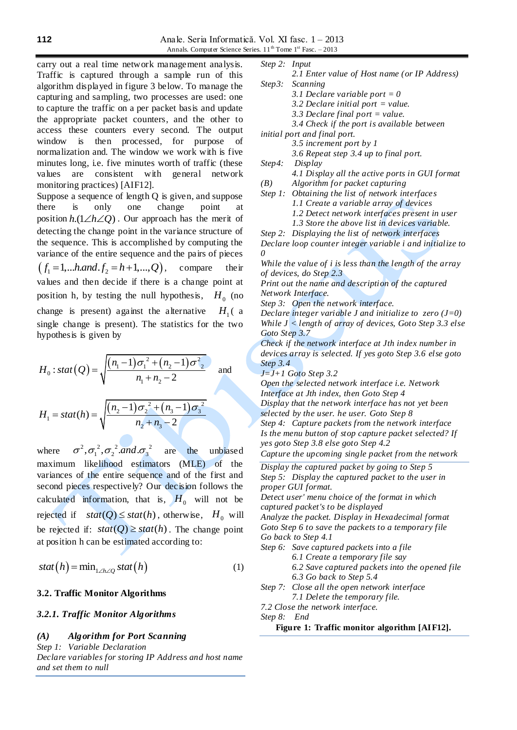carry out a real time network management analysis. Traffic is captured through a sample run of this algorithm displayed in figure 3 below. To manage the capturing and sampling, two processes are used: one to capture the traffic on a per packet basis and update the appropriate packet counters, and the other to access these counters every second. The output window is then processed, for purpose of normalization and. The window we work with is five minutes long, i.e. five minutes worth of traffic (these values are consistent with general network monitoring practices) [AIF12].

Suppose a sequence of length Q is given, and suppose there is only one change point at position $h.(1\angle h\angle Q)$. Our approach has the merit of detecting the change point in the variance structure of the sequence. This is accomplished by computing the variance of the entire sequence and the pairs of pieces $\left(f_1 = 1,...h.and.f_2 = h+1,...,Q\right)$, compare their values and then decide if there is a change point at position h, by testing the null hypothesis, $H_0$ (no change is present) against the alternative $H_1$( a single change is present). The statistics for the two hypothesis is given by

$$H_0 : stat\left(Q\right) = \sqrt{\frac{\left(n_1 - 1\right)\sigma_1^{\ 2} + \left(n_2 - 1\right)\sigma^2_{\ 2}}{n_1 + n_2 - 2}} \quad \text{and}$$

$$H_1 = stat\left(h\right) = \sqrt{\frac{\left(n_2 - 1\right)\sigma_2^{\ 2} + \left(n_3 - 1\right)\sigma_3^{\ 2}}{n_2 + n_3 - 2}}$$

where $\sigma^2, \sigma_1^{\ 2}, \sigma_2^{\ 2}.and.\sigma_3^{\ 2}$ are the unbiased maximum likelihood estimators (MLE) of the variances of the entire sequence and of the first and second pieces respectively? Our decision follows the calculated information, that is, $H_0$ will not be rejected if $stat(Q) \le stat(h)$, otherwise, $H_0$ will be rejected if: $stat(Q) \ge stat(h)$. The change point at position h can be estimated according to:

$$stat\left(h\right) = \min_{1\angle h\angle Q} stat\left(h\right) \tag{1}$$

### 3.2. Traffic Monitor Algorithms

#### *3.2.1. Traffic Monitor Algorithms*

***(A) Algorithm for Port Scanning***

*Step 1: Variable Declaration*
*Declare variables for storing IP Address and host name and set them to null*
*Step 2: Input*
*2.1 Enter value of Host name (or IP Address)*
*Step3: Scanning*
*3.1 Declare variable port = 0*
*3.2 Declare initial port = value.*
*3.3 Declare final port = value.*
*3.4 Check if the port is available between initial port and final port.*
*3.5 increment port by 1*
*3.6 Repeat step 3.4 up to final port.*
*Step4: Display*
*4.1 Display all the active ports in GUI format*

*(B) Algorithm for packet capturing*

*Step 1: Obtaining the list of network interfaces*
*1.1 Create a variable array of devices*
*1.2 Detect network interfaces present in user*
*1.3 Store the above list in devices variable.*
*Step 2: Displaying the list of network interfaces*
*Declare loop counter integer variable i and initialize to 0*
*While the value of i is less than the length of the array of devices, do Step 2.3*
*Print out the name and description of the captured Network Interface.*
*Step 3: Open the network interface.*
*Declare integer variable J and initialize to zero (J=0)*
*While J < length of array of devices, Goto Step 3.3 else Goto Step 3.7*
*Check if the network interface at Jth index number in devices array is selected. If yes goto Step 3.6 else goto Step 3.4*
*J=J+1 Goto Step 3.2*
*Open the selected network interface i.e. Network Interface at Jth index, then Goto Step 4*
*Display that the network interface has not yet been selected by the user. he user. Goto Step 8*
*Step 4: Capture packets from the network interface*
*Is the menu button of stop capture packet selected? If yes goto Step 3.8 else goto Step 4.2*
*Capture the upcoming single packet from the network*
*Display the captured packet by going to Step 5*
*Step 5: Display the captured packet to the user in proper GUI format.*
*Detect user' menu choice of the format in which captured packet's to be displayed*
*Analyze the packet. Display in Hexadecimal format*
*Goto Step 6 to save the packets to a temporary file*
*Go back to Step 4.1*
*Step 6: Save captured packets into a file*
*6.1 Create a temporary file say*
*6.2 Save captured packets into the opened file*
*6.3 Go back to Step 5.4*
*Step 7: Close all the open network interface*
*7.1 Delete the temporary file.*
*7.2 Close the network interface.*
*Step 8: End*

**Figure 1: Traffic monitor algorithm [AIF12].**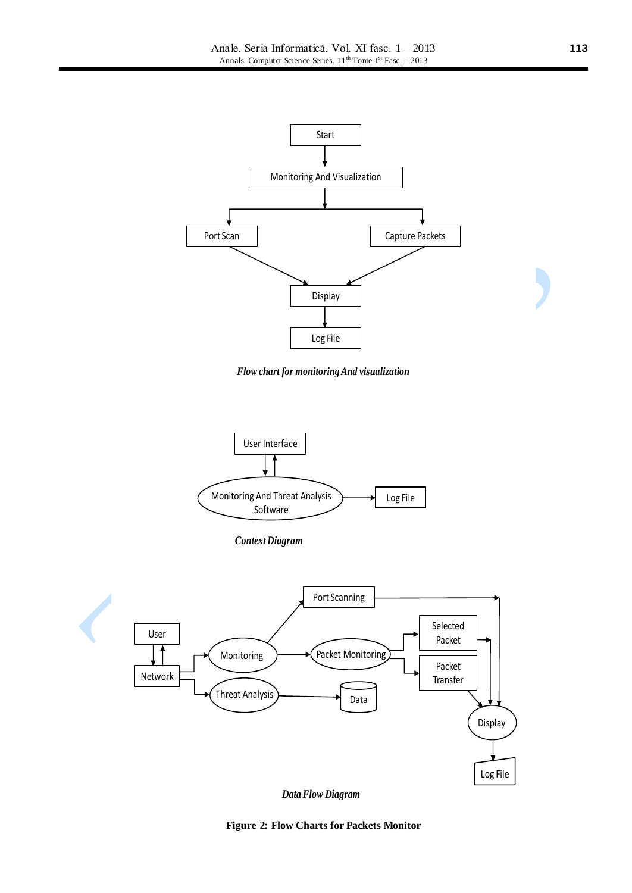Start

Monitoring And Visualization

Port Scan

Capture Packets

Display

Log File

*Flow chart for monitoring And visualization*

User Interface

Monitoring And Threat Analysis Software

Log File

*Context Diagram*

Port Scanning

User

Network

Monitoring

Packet Monitoring

Selected Packet

Packet Transfer

Threat Analysis

Data

Display

Log File

*Data Flow Diagram*

**Figure 2: Flow Charts for Packets Monitor**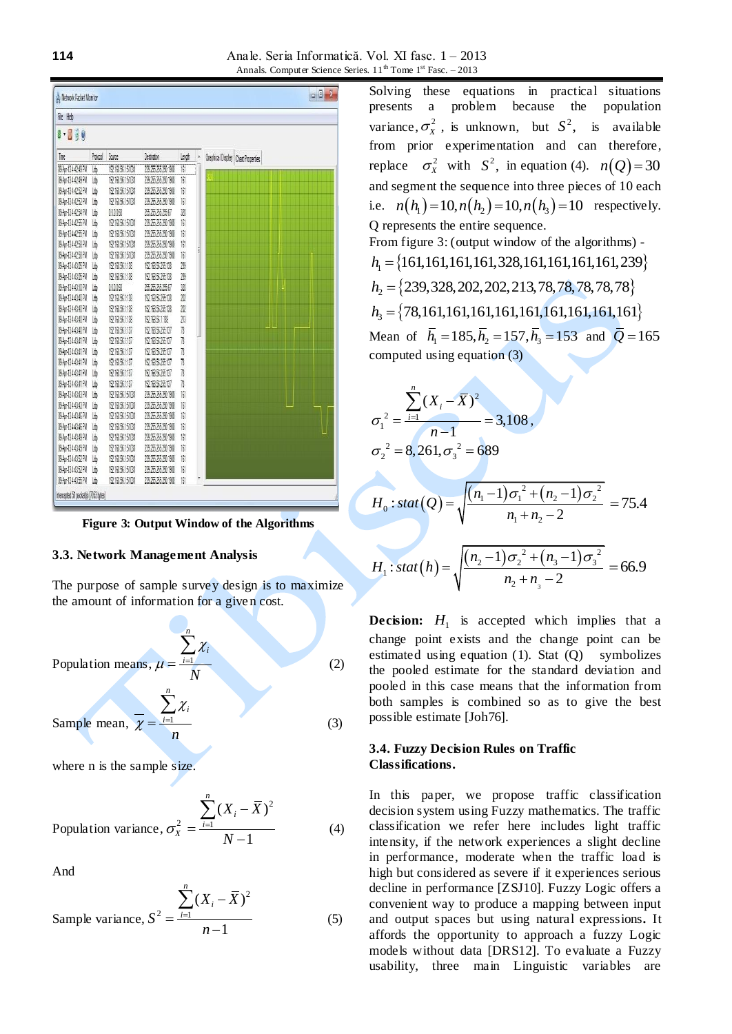Figure 3: Output Window of the Algorithms

### 3.3. Network Management Analysis

The purpose of sample survey design is to maximize the amount of information for a given cost.

$$\text{Population means, } \mu = \frac{\sum_{i=1}^{n} \chi_i}{N} \tag{2}$$

$$\text{Sample mean, } \overline{\chi} = \frac{\sum_{i=1}^{n} \chi_i}{n} \tag{3}$$

where n is the sample size.

$$\text{Population variance, } \sigma_X^2 = \frac{\sum_{i=1}^{n} (X_i - \overline{X})^2}{N-1} \tag{4}$$

And

$$\text{Sample variance, } S^2 = \frac{\sum_{i=1}^{n} (X_i - \overline{X})^2}{n-1} \tag{5}$$

Solving these equations in practical situations presents a problem because the population variance, $\sigma_X^2$ , is unknown, but $S^2$, is available from prior experimentation and can therefore, replace $\sigma_X^2$ with $S^2$, in equation (4). $n(Q) = 30$ and segment the sequence into three pieces of 10 each i.e. $n(h_1) = 10, n(h_2) = 10, n(h_3) = 10$ respectively. Q represents the entire sequence.

From figure 3: (output window of the algorithms) -

$h_1 = \{161,161,161,161,328,161,161,161,161,239\}$

$h_2 = \{239,328,202,202,213,78,78,78,78,78\}$

$h_3 = \{78,161,161,161,161,161,161,161,161,161\}$

Mean of $\overline{h}_1 = 185, \overline{h}_2 = 157, \overline{h}_3 = 153$ and $\overline{Q} = 165$ computed using equation (3)

$$\sigma_1^2 = \frac{\sum_{i=1}^{n} (X_i - \overline{X})^2}{n-1} = 3{,}108 \, ,$$

$$\sigma_2^2 = 8{,}261, \sigma_3^2 = 689$$

$$H_0 : stat(Q) = \sqrt{\frac{(n_1-1)\sigma_1^2 + (n_2-1)\sigma_2^2}{n_1+n_2-2}} = 75.4$$

$$H_1 : stat(h) = \sqrt{\frac{(n_2-1)\sigma_2^2 + (n_3-1)\sigma_3^2}{n_2+n_3-2}} = 66.9$$

**Decision:** $H_1$ is accepted which implies that a change point exists and the change point can be estimated using equation (1). Stat (Q) symbolizes the pooled estimate for the standard deviation and pooled in this case means that the information from both samples is combined so as to give the best possible estimate [Joh76].

### 3.4. Fuzzy Decision Rules on Traffic Classifications.

In this paper, we propose traffic classification decision system using Fuzzy mathematics. The traffic classification we refer here includes light traffic intensity, if the network experiences a slight decline in performance, moderate when the traffic load is high but considered as severe if it experiences serious decline in performance [ZSJ10]. Fuzzy Logic offers a convenient way to produce a mapping between input and output spaces but using natural expressions**.** It affords the opportunity to approach a fuzzy Logic models without data [DRS12]. To evaluate a Fuzzy usability, three main Linguistic variables are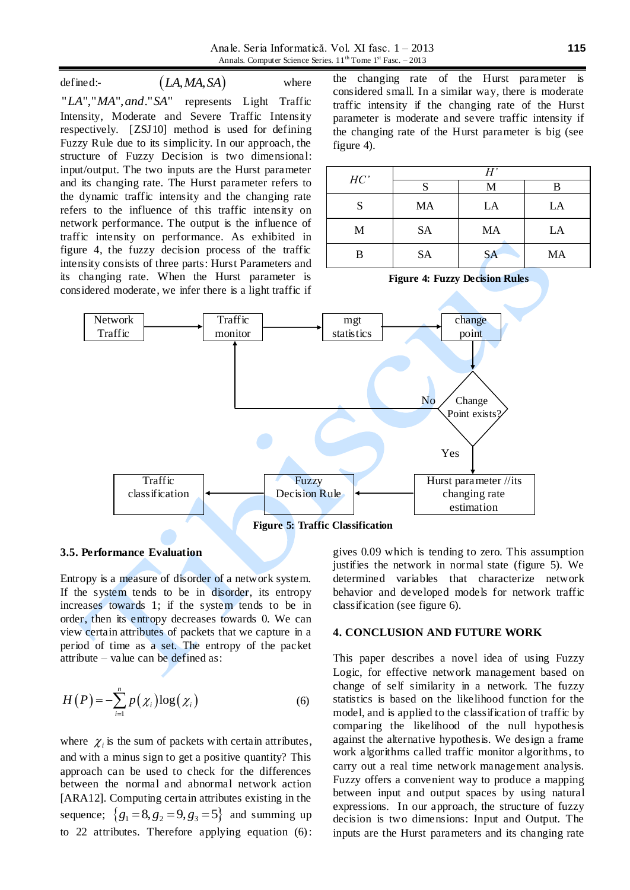defined:- $(LA, MA, SA)$ where "$LA$","$MA$", and."$SA$" represents Light Traffic Intensity, Moderate and Severe Traffic Intensity respectively. [ZSJ10] method is used for defining Fuzzy Rule due to its simplicity. In our approach, the structure of Fuzzy Decision is two dimensional: input/output. The two inputs are the Hurst parameter and its changing rate. The Hurst parameter refers to the dynamic traffic intensity and the changing rate refers to the influence of this traffic intensity on network performance. The output is the influence of traffic intensity on performance. As exhibited in figure 4, the fuzzy decision process of the traffic intensity consists of three parts: Hurst Parameters and its changing rate. When the Hurst parameter is considered moderate, we infer there is a light traffic if the changing rate of the Hurst parameter is considered small. In a similar way, there is moderate traffic intensity if the changing rate of the Hurst parameter is moderate and severe traffic intensity if the changing rate of the Hurst parameter is big (see figure 4).

| HC' | H' | | |
|---|---|---|---|
| | S | M | B |
| S | MA | LA | LA |
| M | SA | MA | LA |
| B | SA | SA | MA |

**Figure 4: Fuzzy Decision Rules**

**Figure 5: Traffic Classification**

### 3.5. Performance Evaluation

Entropy is a measure of disorder of a network system. If the system tends to be in disorder, its entropy increases towards 1; if the system tends to be in order, then its entropy decreases towards 0. We can view certain attributes of packets that we capture in a period of time as a set. The entropy of the packet attribute – value can be defined as:

$$H(P) = -\sum_{i=1}^{n} p(\chi_i)\log(\chi_i) \qquad (6)$$

where $\chi_i$ is the sum of packets with certain attributes, and with a minus sign to get a positive quantity? This approach can be used to check for the differences between the normal and abnormal network action [ARA12]. Computing certain attributes existing in the sequence; $\{g_1 = 8, g_2 = 9, g_3 = 5\}$ and summing up to 22 attributes. Therefore applying equation (6): gives 0.09 which is tending to zero. This assumption justifies the network in normal state (figure 5). We determined variables that characterize network behavior and developed models for network traffic classification (see figure 6).

## 4. CONCLUSION AND FUTURE WORK

This paper describes a novel idea of using Fuzzy Logic, for effective network management based on change of self similarity in a network. The fuzzy statistics is based on the likelihood function for the model, and is applied to the classification of traffic by comparing the likelihood of the null hypothesis against the alternative hypothesis. We design a frame work algorithms called traffic monitor algorithms, to carry out a real time network management analysis. Fuzzy offers a convenient way to produce a mapping between input and output spaces by using natural expressions. In our approach, the structure of fuzzy decision is two dimensions: Input and Output. The inputs are the Hurst parameters and its changing rate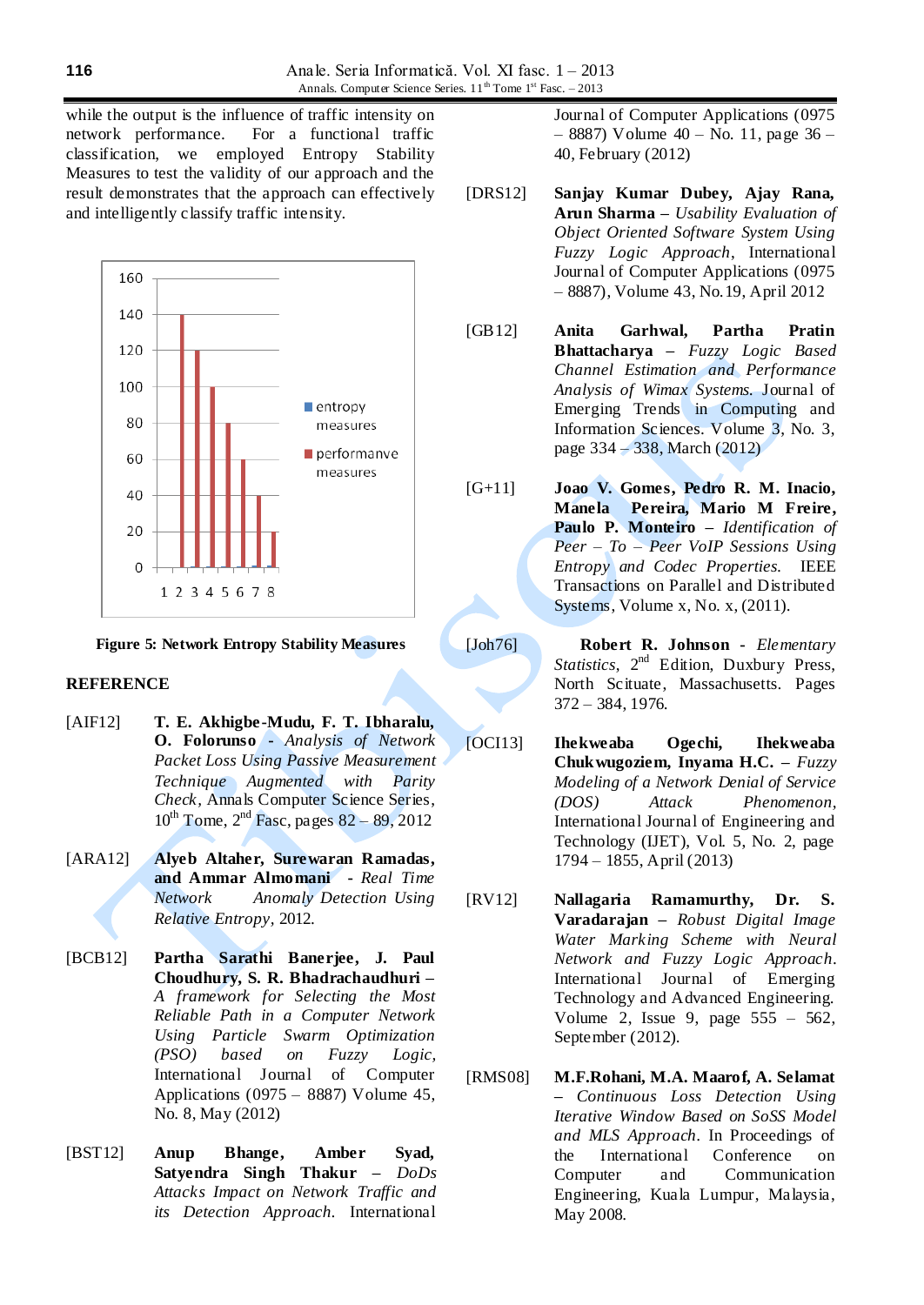while the output is the influence of traffic intensity on network performance. For a functional traffic classification, we employed Entropy Stability Measures to test the validity of our approach and the result demonstrates that the approach can effectively and intelligently classify traffic intensity.

**Figure 5: Network Entropy Stability Measures**

## REFERENCE

[AIF12] **T. E. Akhigbe-Mudu, F. T. Ibharalu, O. Folorunso** - *Analysis of Network Packet Loss Using Passive Measurement Technique Augmented with Parity Check*, Annals Computer Science Series, 10th Tome, 2nd Fasc, pages 82 – 89, 2012

[ARA12] **Alyeb Altaher, Surewaran Ramadas, and Ammar Almomani** - *Real Time Network Anomaly Detection Using Relative Entropy*, 2012.

[BCB12] **Partha Sarathi Banerjee, J. Paul Choudhury, S. R. Bhadrachaudhuri** – *A framework for Selecting the Most Reliable Path in a Computer Network Using Particle Swarm Optimization (PSO) based on Fuzzy Logic*, International Journal of Computer Applications (0975 – 8887) Volume 45, No. 8, May (2012)

[BST12] **Anup Bhange, Amber Syad, Satyendra Singh Thakur** – *DoDs Attacks Impact on Network Traffic and its Detection Approach*. International Journal of Computer Applications (0975 – 8887) Volume 40 – No. 11, page 36 – 40, February (2012)

[DRS12] **Sanjay Kumar Dubey, Ajay Rana, Arun Sharma** – *Usability Evaluation of Object Oriented Software System Using Fuzzy Logic Approach*, International Journal of Computer Applications (0975 – 8887), Volume 43, No.19, April 2012

[GB12] **Anita Garhwal, Partha Pratin Bhattacharya** – *Fuzzy Logic Based Channel Estimation and Performance Analysis of Wimax Systems*. Journal of Emerging Trends in Computing and Information Sciences. Volume 3, No. 3, page 334 – 338, March (2012)

[G+11] **Joao V. Gomes, Pedro R. M. Inacio, Manela Pereira, Mario M Freire, Paulo P. Monteiro** – *Identification of Peer – To – Peer VoIP Sessions Using Entropy and Codec Properties.* IEEE Transactions on Parallel and Distributed Systems, Volume x, No. x, (2011).

[Joh76] **Robert R. Johnson** - *Elementary Statistics*, 2nd Edition, Duxbury Press, North Scituate, Massachusetts. Pages 372 – 384, 1976.

[OCI13] **Ihekweaba Ogechi, Ihekweaba Chukwugoziem, Inyama H.C.** – *Fuzzy Modeling of a Network Denial of Service (DOS) Attack Phenomenon*, International Journal of Engineering and Technology (IJET), Vol. 5, No. 2, page 1794 – 1855, April (2013)

[RV12] **Nallagaria Ramamurthy, Dr. S. Varadarajan** – *Robust Digital Image Water Marking Scheme with Neural Network and Fuzzy Logic Approach*. International Journal of Emerging Technology and Advanced Engineering. Volume 2, Issue 9, page 555 – 562, September (2012).

[RMS08] **M.F.Rohani, M.A. Maarof, A. Selamat** – *Continuous Loss Detection Using Iterative Window Based on SoSS Model and MLS Approach*. In Proceedings of the International Conference on Computer and Communication Engineering, Kuala Lumpur, Malaysia, May 2008.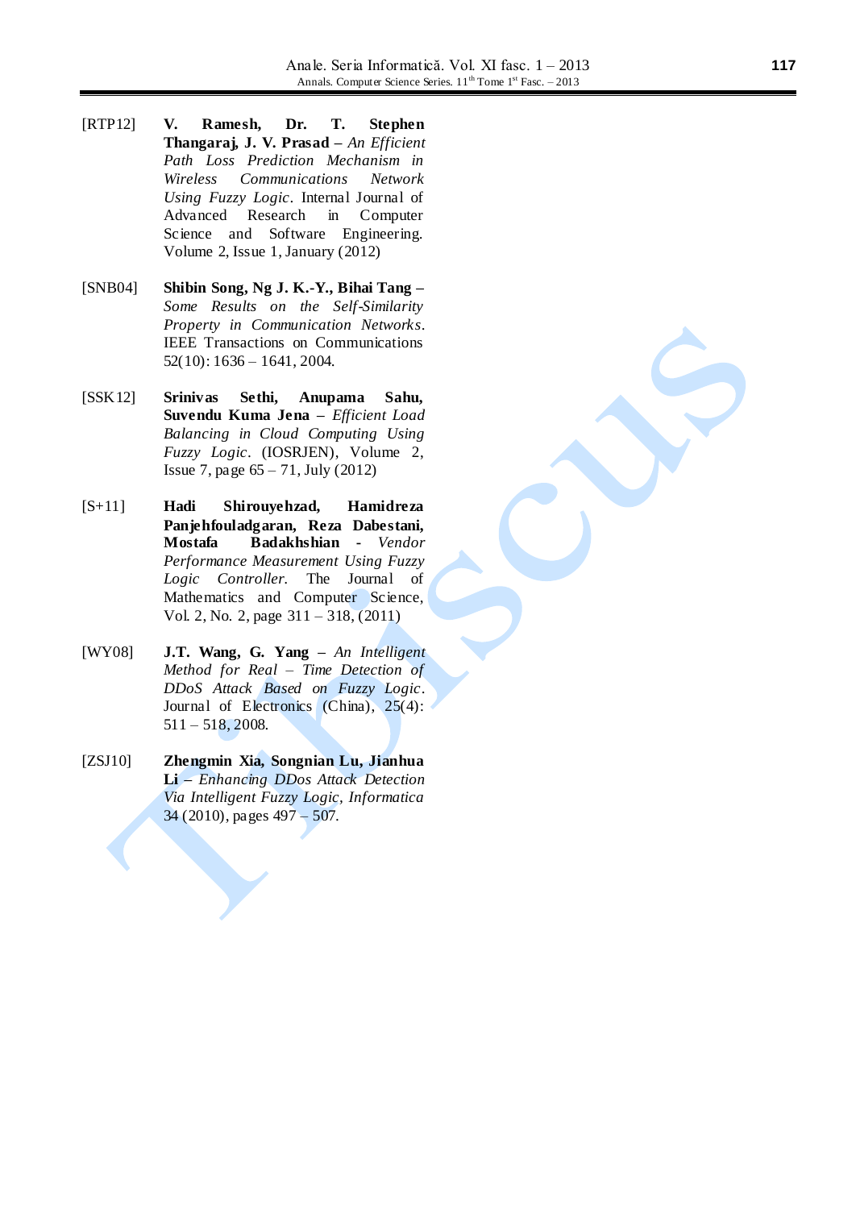[RTP12] **V. Ramesh, Dr. T. Stephen Thangaraj, J. V. Prasad** – *An Efficient Path Loss Prediction Mechanism in Wireless Communications Network Using Fuzzy Logic*. Internal Journal of Advanced Research in Computer Science and Software Engineering. Volume 2, Issue 1, January (2012)

[SNB04] **Shibin Song, Ng J. K.-Y., Bihai Tang** – *Some Results on the Self-Similarity Property in Communication Networks*. IEEE Transactions on Communications 52(10): 1636 – 1641, 2004.

[SSK12] **Srinivas Sethi, Anupama Sahu, Suvendu Kuma Jena** – *Efficient Load Balancing in Cloud Computing Using Fuzzy Logic*. (IOSRJEN), Volume 2, Issue 7, page 65 – 71, July (2012)

[S+11] **Hadi Shirouyehzad, Hamidreza Panjehfouladgaran, Reza Dabestani, Mostafa Badakhshian** - *Vendor Performance Measurement Using Fuzzy Logic Controller*. The Journal of Mathematics and Computer Science, Vol. 2, No. 2, page 311 – 318, (2011)

[WY08] **J.T. Wang, G. Yang** – *An Intelligent Method for Real – Time Detection of DDoS Attack Based on Fuzzy Logic*. Journal of Electronics (China), 25(4): 511 – 518, 2008.

[ZSJ10] **Zhengmin Xia, Songnian Lu, Jianhua Li** – *Enhancing DDos Attack Detection Via Intelligent Fuzzy Logic*, *Informatica* 34 (2010), pages 497 – 507.